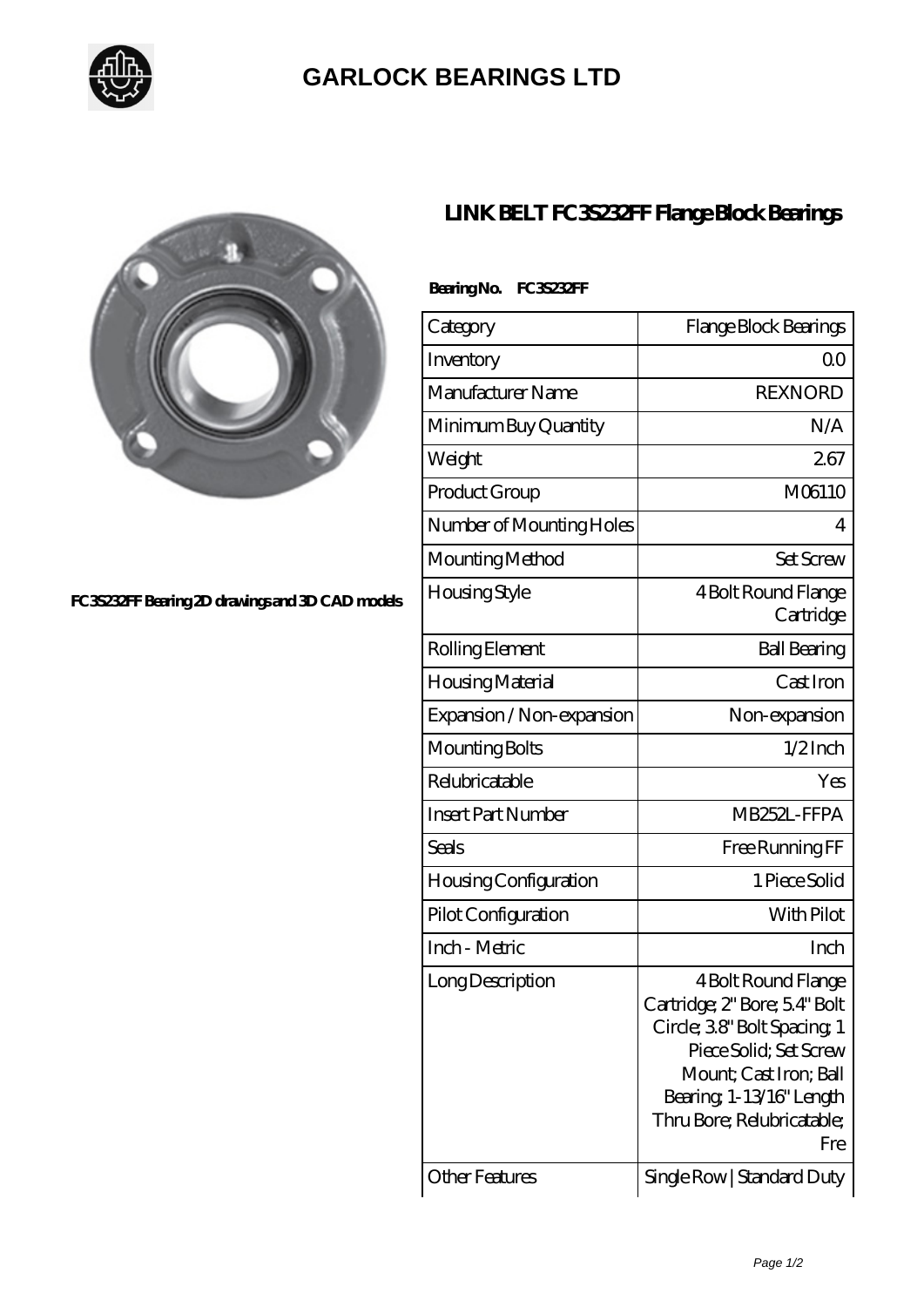# GARLOCK BEARINGS LTD

FC3S232FF Bearing 2D drawings and 3D CAD models

## LINK BELT FC3S232FF Flange Block Bearings

**Bearing No. FC3S232FF**

| Category | Flange Block Bearings |
|---|---|
| Inventory | 0.0 |
| Manufacturer Name | REXNORD |
| Minimum Buy Quantity | N/A |
| Weight | 2.67 |
| Product Group | M06110 |
| Number of Mounting Holes | 4 |
| Mounting Method | Set Screw |
| Housing Style | 4 Bolt Round Flange Cartridge |
| Rolling Element | Ball Bearing |
| Housing Material | Cast Iron |
| Expansion / Non-expansion | Non-expansion |
| Mounting Bolts | 1/2 Inch |
| Relubricatable | Yes |
| Insert Part Number | MB252L-FFPA |
| Seals | Free Running FF |
| Housing Configuration | 1 Piece Solid |
| Pilot Configuration | With Pilot |
| Inch - Metric | Inch |
| Long Description | 4 Bolt Round Flange Cartridge; 2" Bore; 5.4" Bolt Circle; 3.8" Bolt Spacing; 1 Piece Solid; Set Screw Mount; Cast Iron; Ball Bearing; 1-13/16" Length Thru Bore; Relubricatable; Fre |
| Other Features | Single Row \| Standard Duty |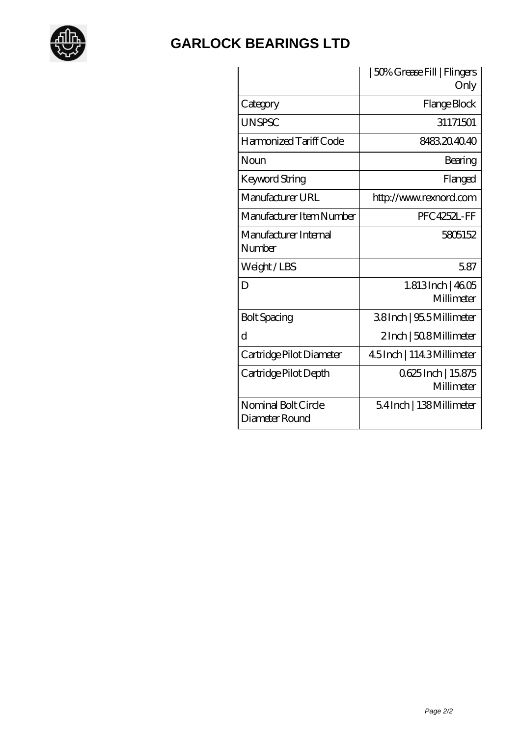# GARLOCK BEARINGS LTD

| | |
|---|---|
| | \| 50% Grease Fill \| Flingers Only |
| Category | Flange Block |
| UNSPSC | 31171501 |
| Harmonized Tariff Code | 8483.20.40.40 |
| Noun | Bearing |
| Keyword String | Flanged |
| Manufacturer URL | http://www.rexnord.com |
| Manufacturer Item Number | PFC4252L-FF |
| Manufacturer Internal Number | 5805152 |
| Weight / LBS | 5.87 |
| D | 1.813 Inch \| 46.05 Millimeter |
| Bolt Spacing | 3.8 Inch \| 95.5 Millimeter |
| d | 2 Inch \| 50.8 Millimeter |
| Cartridge Pilot Diameter | 4.5 Inch \| 114.3 Millimeter |
| Cartridge Pilot Depth | 0.625 Inch \| 15.875 Millimeter |
| Nominal Bolt Circle Diameter Round | 5.4 Inch \| 138 Millimeter |